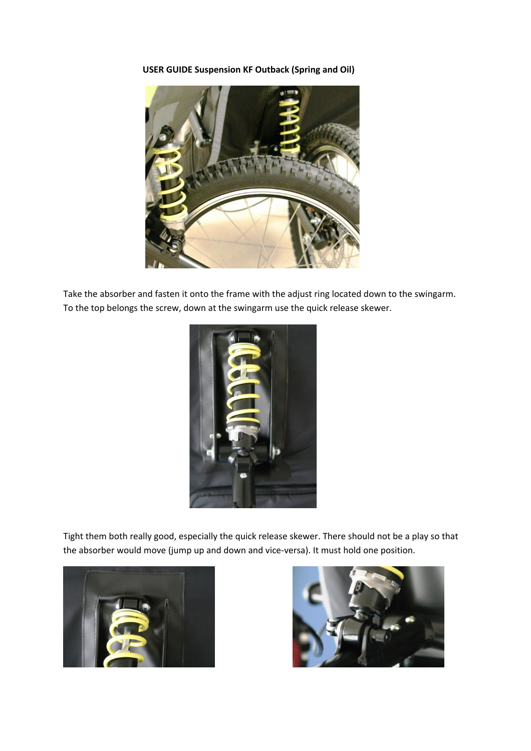**USER GUIDE Suspension KF Outback (Spring and Oil)**

Take the absorber and fasten it onto the frame with the adjust ring located down to the swingarm. To the top belongs the screw, down at the swingarm use the quick release skewer.

Tight them both really good, especially the quick release skewer. There should not be a play so that the absorber would move (jump up and down and vice-versa). It must hold one position.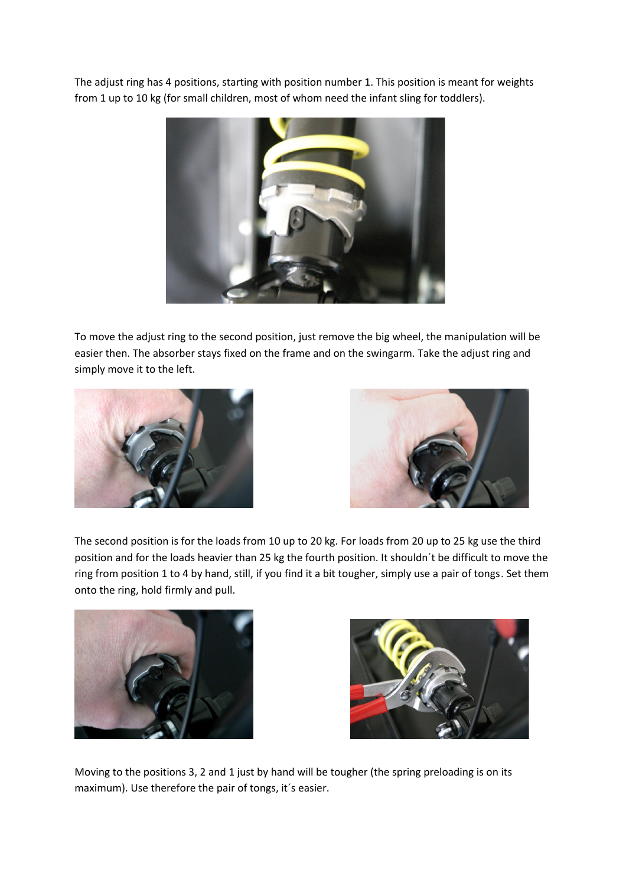The adjust ring has 4 positions, starting with position number 1. This position is meant for weights from 1 up to 10 kg (for small children, most of whom need the infant sling for toddlers).

To move the adjust ring to the second position, just remove the big wheel, the manipulation will be easier then. The absorber stays fixed on the frame and on the swingarm. Take the adjust ring and simply move it to the left.

The second position is for the loads from 10 up to 20 kg. For loads from 20 up to 25 kg use the third position and for the loads heavier than 25 kg the fourth position. It shouldn´t be difficult to move the ring from position 1 to 4 by hand, still, if you find it a bit tougher, simply use a pair of tongs. Set them onto the ring, hold firmly and pull.

Moving to the positions 3, 2 and 1 just by hand will be tougher (the spring preloading is on its maximum). Use therefore the pair of tongs, it´s easier.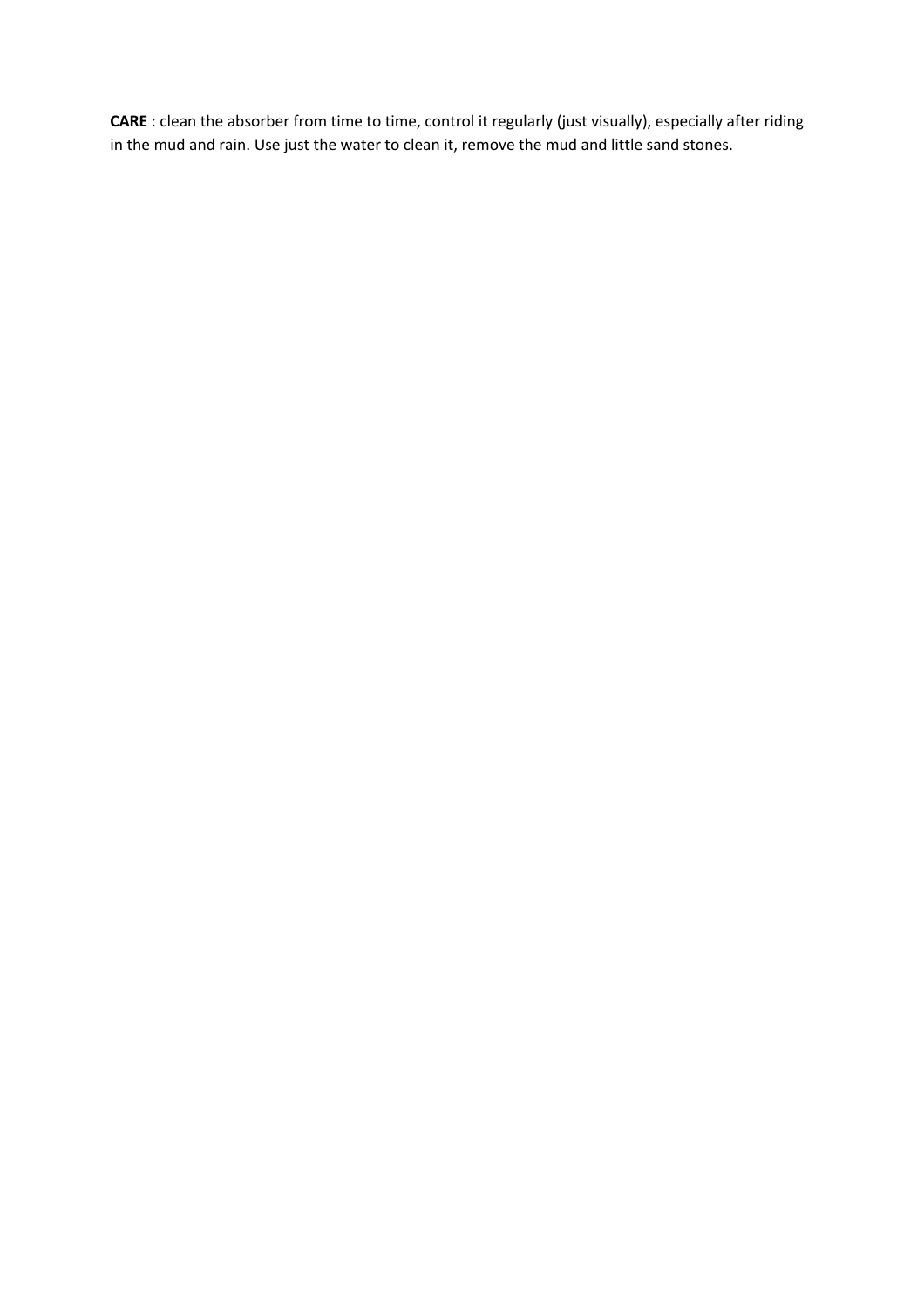**CARE** : clean the absorber from time to time, control it regularly (just visually), especially after riding in the mud and rain. Use just the water to clean it, remove the mud and little sand stones.